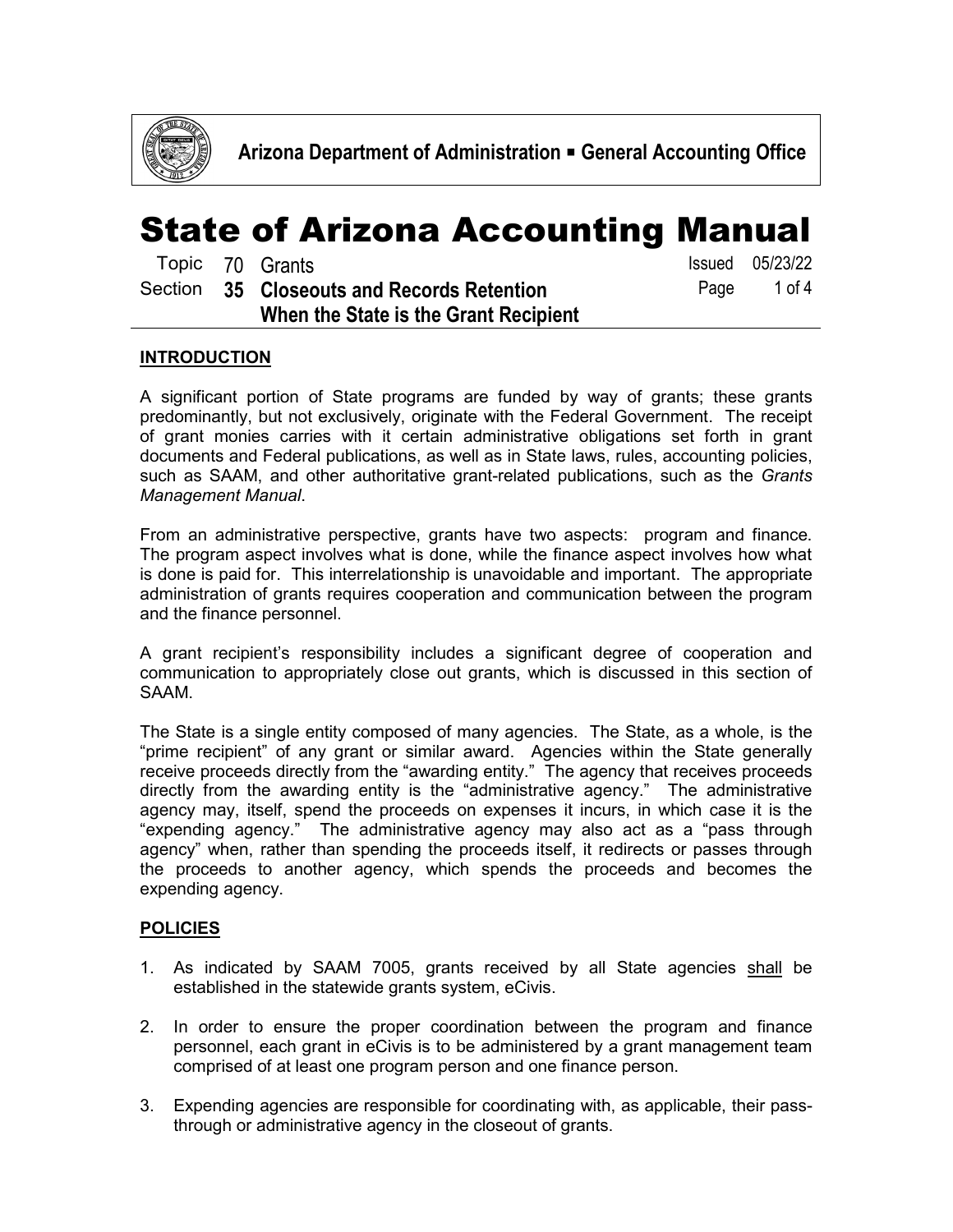# State of Arizona Accounting Manual

Topic 70 Grants

Section **35 Closeouts and Records Retention When the State is the Grant Recipient**

Issued 05/23/22

## INTRODUCTION

A significant portion of State programs are funded by way of grants; these grants predominantly, but not exclusively, originate with the Federal Government. The receipt of grant monies carries with it certain administrative obligations set forth in grant documents and Federal publications, as well as in State laws, rules, accounting policies, such as SAAM, and other authoritative grant-related publications, such as the *Grants Management Manual*.

From an administrative perspective, grants have two aspects: program and finance. The program aspect involves what is done, while the finance aspect involves how what is done is paid for. This interrelationship is unavoidable and important. The appropriate administration of grants requires cooperation and communication between the program and the finance personnel.

A grant recipient's responsibility includes a significant degree of cooperation and communication to appropriately close out grants, which is discussed in this section of SAAM.

The State is a single entity composed of many agencies. The State, as a whole, is the "prime recipient" of any grant or similar award. Agencies within the State generally receive proceeds directly from the "awarding entity." The agency that receives proceeds directly from the awarding entity is the "administrative agency." The administrative agency may, itself, spend the proceeds on expenses it incurs, in which case it is the "expending agency." The administrative agency may also act as a "pass through agency" when, rather than spending the proceeds itself, it redirects or passes through the proceeds to another agency, which spends the proceeds and becomes the expending agency.

## POLICIES

1. As indicated by SAAM 7005, grants received by all State agencies shall be established in the statewide grants system, eCivis.

2. In order to ensure the proper coordination between the program and finance personnel, each grant in eCivis is to be administered by a grant management team comprised of at least one program person and one finance person.

3. Expending agencies are responsible for coordinating with, as applicable, their pass-through or administrative agency in the closeout of grants.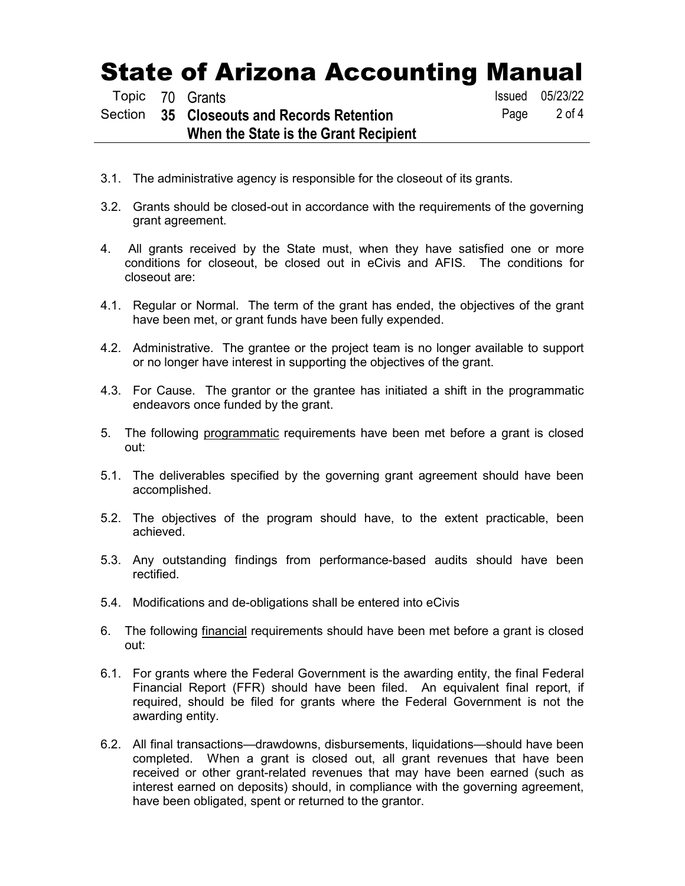3.1. The administrative agency is responsible for the closeout of its grants.

3.2. Grants should be closed-out in accordance with the requirements of the governing grant agreement.

4. All grants received by the State must, when they have satisfied one or more conditions for closeout, be closed out in eCivis and AFIS. The conditions for closeout are:

4.1. Regular or Normal. The term of the grant has ended, the objectives of the grant have been met, or grant funds have been fully expended.

4.2. Administrative. The grantee or the project team is no longer available to support or no longer have interest in supporting the objectives of the grant.

4.3. For Cause. The grantor or the grantee has initiated a shift in the programmatic endeavors once funded by the grant.

5. The following <u>programmatic</u> requirements have been met before a grant is closed out:

5.1. The deliverables specified by the governing grant agreement should have been accomplished.

5.2. The objectives of the program should have, to the extent practicable, been achieved.

5.3. Any outstanding findings from performance-based audits should have been rectified.

5.4. Modifications and de-obligations shall be entered into eCivis

6. The following <u>financial</u> requirements should have been met before a grant is closed out:

6.1. For grants where the Federal Government is the awarding entity, the final Federal Financial Report (FFR) should have been filed. An equivalent final report, if required, should be filed for grants where the Federal Government is not the awarding entity.

6.2. All final transactions—drawdowns, disbursements, liquidations—should have been completed. When a grant is closed out, all grant revenues that have been received or other grant-related revenues that may have been earned (such as interest earned on deposits) should, in compliance with the governing agreement, have been obligated, spent or returned to the grantor.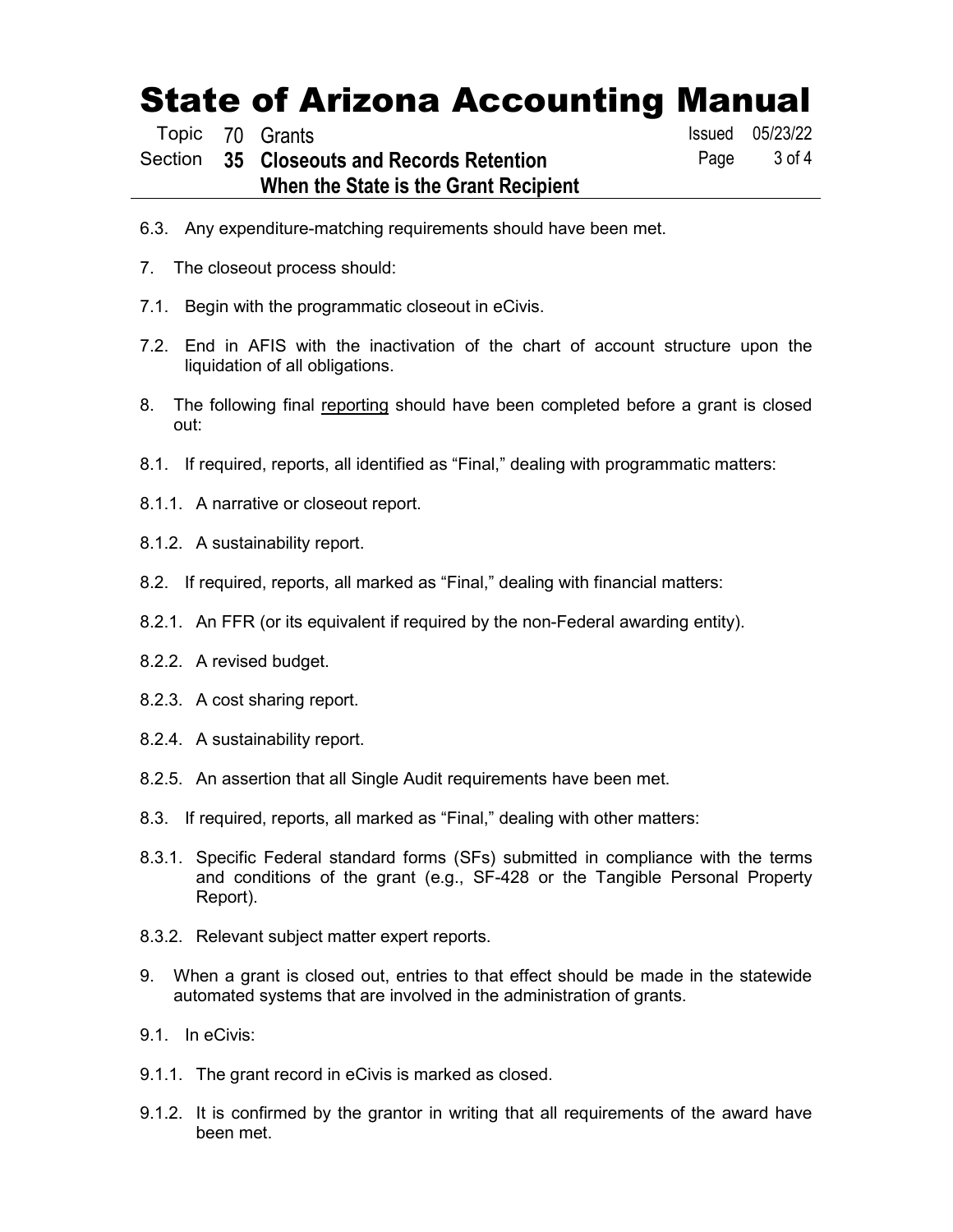6.3. Any expenditure-matching requirements should have been met.

7. The closeout process should:

7.1. Begin with the programmatic closeout in eCivis.

7.2. End in AFIS with the inactivation of the chart of account structure upon the liquidation of all obligations.

8. The following final <u>reporting</u> should have been completed before a grant is closed out:

8.1. If required, reports, all identified as "Final," dealing with programmatic matters:

8.1.1. A narrative or closeout report.

8.1.2. A sustainability report.

8.2. If required, reports, all marked as "Final," dealing with financial matters:

8.2.1. An FFR (or its equivalent if required by the non-Federal awarding entity).

8.2.2. A revised budget.

8.2.3. A cost sharing report.

8.2.4. A sustainability report.

8.2.5. An assertion that all Single Audit requirements have been met.

8.3. If required, reports, all marked as "Final," dealing with other matters:

8.3.1. Specific Federal standard forms (SFs) submitted in compliance with the terms and conditions of the grant (e.g., SF-428 or the Tangible Personal Property Report).

8.3.2. Relevant subject matter expert reports.

9. When a grant is closed out, entries to that effect should be made in the statewide automated systems that are involved in the administration of grants.

9.1. In eCivis:

9.1.1. The grant record in eCivis is marked as closed.

9.1.2. It is confirmed by the grantor in writing that all requirements of the award have been met.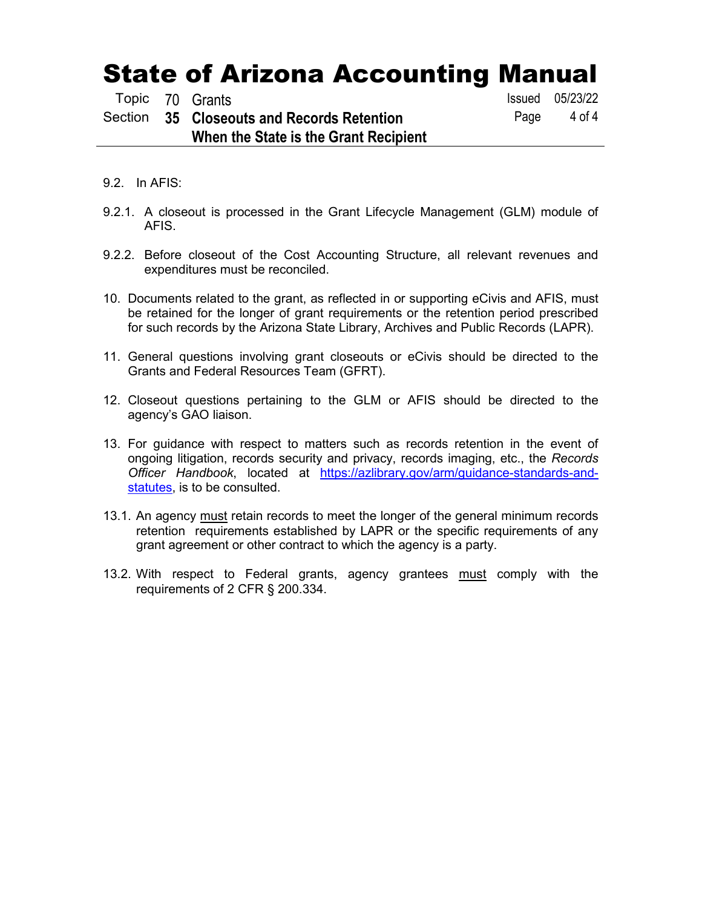9.2. In AFIS:

9.2.1. A closeout is processed in the Grant Lifecycle Management (GLM) module of AFIS.

9.2.2. Before closeout of the Cost Accounting Structure, all relevant revenues and expenditures must be reconciled.

10. Documents related to the grant, as reflected in or supporting eCivis and AFIS, must be retained for the longer of grant requirements or the retention period prescribed for such records by the Arizona State Library, Archives and Public Records (LAPR).

11. General questions involving grant closeouts or eCivis should be directed to the Grants and Federal Resources Team (GFRT).

12. Closeout questions pertaining to the GLM or AFIS should be directed to the agency's GAO liaison.

13. For guidance with respect to matters such as records retention in the event of ongoing litigation, records security and privacy, records imaging, etc., the *Records Officer Handbook*, located at [https://azlibrary.gov/arm/guidance-standards-and-statutes](https://azlibrary.gov/arm/guidance-standards-and-statutes), is to be consulted.

13.1. An agency <u>must</u> retain records to meet the longer of the general minimum records retention requirements established by LAPR or the specific requirements of any grant agreement or other contract to which the agency is a party.

13.2. With respect to Federal grants, agency grantees <u>must</u> comply with the requirements of 2 CFR § 200.334.